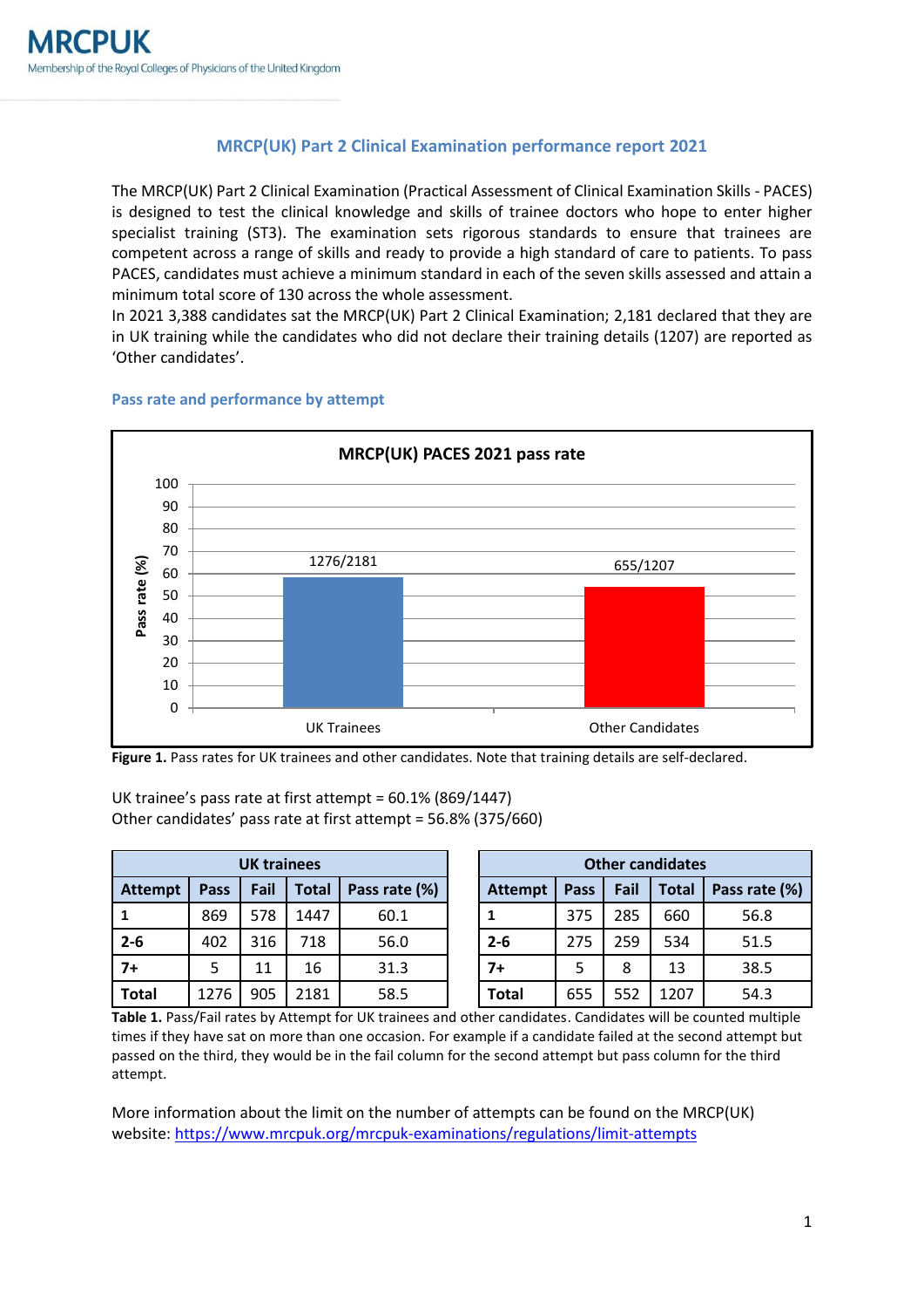# MRCPUK

Membership of the Royal Colleges of Physicians of the United Kingdom

## MRCP(UK) Part 2 Clinical Examination performance report 2021

The MRCP(UK) Part 2 Clinical Examination (Practical Assessment of Clinical Examination Skills - PACES) is designed to test the clinical knowledge and skills of trainee doctors who hope to enter higher specialist training (ST3). The examination sets rigorous standards to ensure that trainees are competent across a range of skills and ready to provide a high standard of care to patients. To pass PACES, candidates must achieve a minimum standard in each of the seven skills assessed and attain a minimum total score of 130 across the whole assessment.

In 2021 3,388 candidates sat the MRCP(UK) Part 2 Clinical Examination; 2,181 declared that they are in UK training while the candidates who did not declare their training details (1207) are reported as 'Other candidates'.

### Pass rate and performance by attempt

**MRCP(UK) PACES 2021 pass rate**

| | Pass rate (%) |
|---|---|
| UK Trainees | 1276/2181 |
| Other Candidates | 655/1207 |

**Figure 1.** Pass rates for UK trainees and other candidates. Note that training details are self-declared.

UK trainee's pass rate at first attempt = 60.1% (869/1447)
Other candidates' pass rate at first attempt = 56.8% (375/660)

| UK trainees | | | | |
|---|---|---|---|---|
| **Attempt** | **Pass** | **Fail** | **Total** | **Pass rate (%)** |
| **1** | 869 | 578 | 1447 | 60.1 |
| **2-6** | 402 | 316 | 718 | 56.0 |
| **7+** | 5 | 11 | 16 | 31.3 |
| **Total** | 1276 | 905 | 2181 | 58.5 |

| Other candidates | | | | |
|---|---|---|---|---|
| **Attempt** | **Pass** | **Fail** | **Total** | **Pass rate (%)** |
| **1** | 375 | 285 | 660 | 56.8 |
| **2-6** | 275 | 259 | 534 | 51.5 |
| **7+** | 5 | 8 | 13 | 38.5 |
| **Total** | 655 | 552 | 1207 | 54.3 |

**Table 1.** Pass/Fail rates by Attempt for UK trainees and other candidates. Candidates will be counted multiple times if they have sat on more than one occasion. For example if a candidate failed at the second attempt but passed on the third, they would be in the fail column for the second attempt but pass column for the third attempt.

More information about the limit on the number of attempts can be found on the MRCP(UK) website: https://www.mrcpuk.org/mrcpuk-examinations/regulations/limit-attempts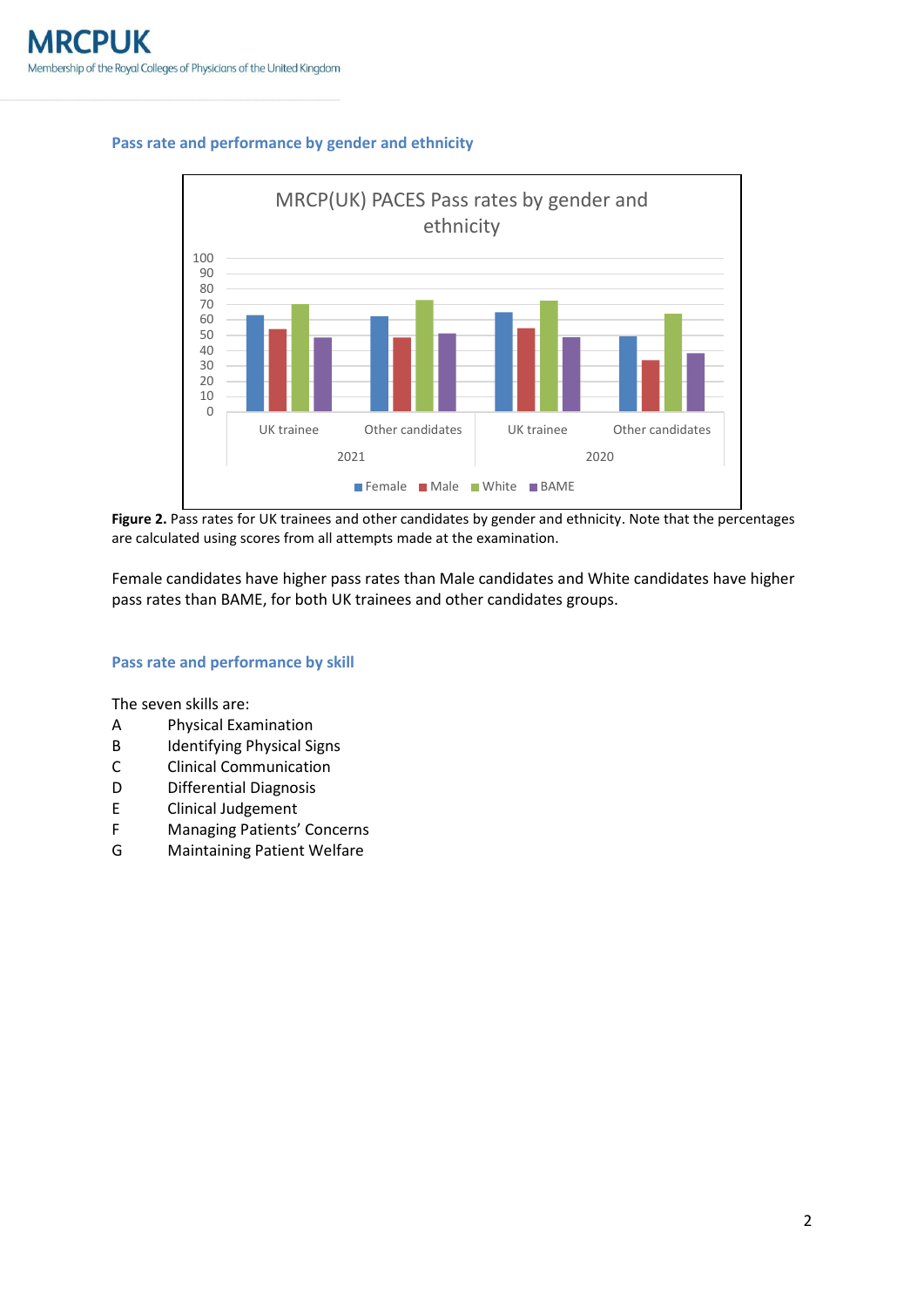## Pass rate and performance by gender and ethnicity

**Figure 2.** Pass rates for UK trainees and other candidates by gender and ethnicity. Note that the percentages are calculated using scores from all attempts made at the examination.

Female candidates have higher pass rates than Male candidates and White candidates have higher pass rates than BAME, for both UK trainees and other candidates groups.

## Pass rate and performance by skill

The seven skills are:

- A Physical Examination
- B Identifying Physical Signs
- C Clinical Communication
- D Differential Diagnosis
- E Clinical Judgement
- F Managing Patients' Concerns
- G Maintaining Patient Welfare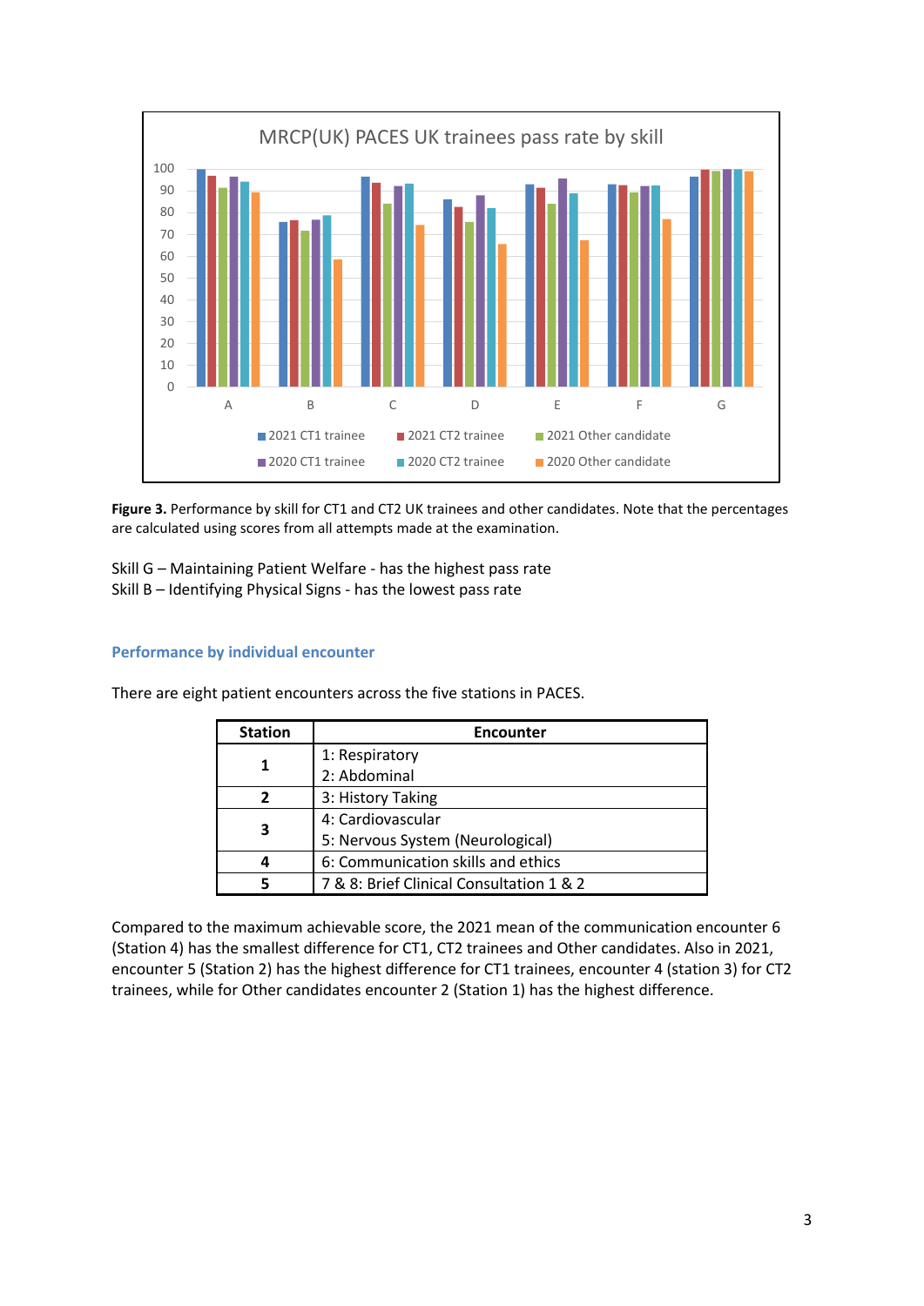**Figure 3.** Performance by skill for CT1 and CT2 UK trainees and other candidates. Note that the percentages are calculated using scores from all attempts made at the examination.

Skill G – Maintaining Patient Welfare - has the highest pass rate
Skill B – Identifying Physical Signs - has the lowest pass rate

### Performance by individual encounter

There are eight patient encounters across the five stations in PACES.

| Station | Encounter |
|---|---|
| **1** | 1: Respiratory<br>2: Abdominal |
| **2** | 3: History Taking |
| **3** | 4: Cardiovascular<br>5: Nervous System (Neurological) |
| **4** | 6: Communication skills and ethics |
| **5** | 7 & 8: Brief Clinical Consultation 1 & 2 |

Compared to the maximum achievable score, the 2021 mean of the communication encounter 6 (Station 4) has the smallest difference for CT1, CT2 trainees and Other candidates. Also in 2021, encounter 5 (Station 2) has the highest difference for CT1 trainees, encounter 4 (station 3) for CT2 trainees, while for Other candidates encounter 2 (Station 1) has the highest difference.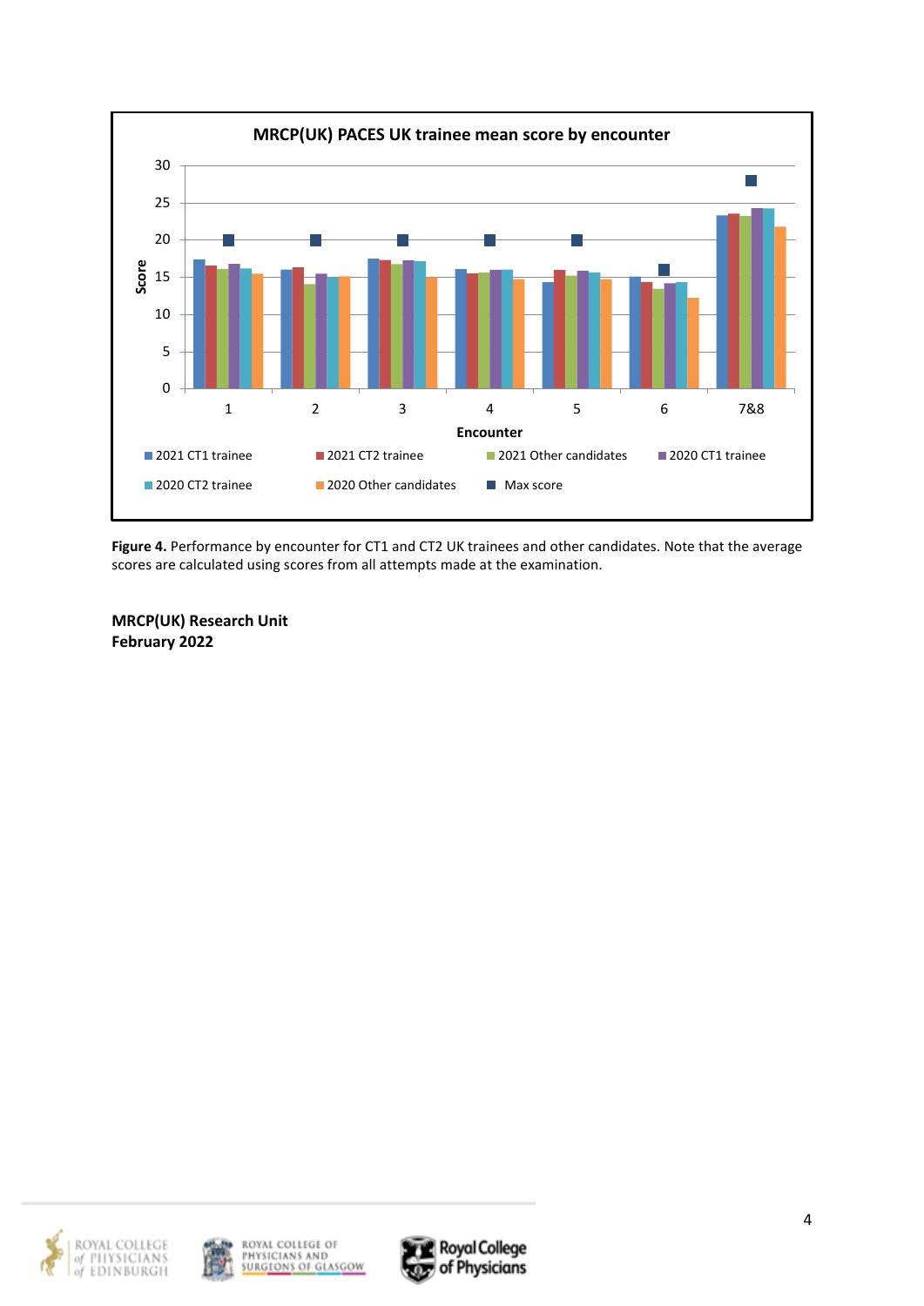MRCP(UK) PACES UK trainee mean score by encounter

Score

30
25
20
15
10
5
0

1
2
3
4
5
6
7&8

Encounter

2021 CT1 trainee
2021 CT2 trainee
2021 Other candidates
2020 CT1 trainee
2020 CT2 trainee
2020 Other candidates
Max score

**Figure 4.** Performance by encounter for CT1 and CT2 UK trainees and other candidates. Note that the average scores are calculated using scores from all attempts made at the examination.

**MRCP(UK) Research Unit**
**February 2022**